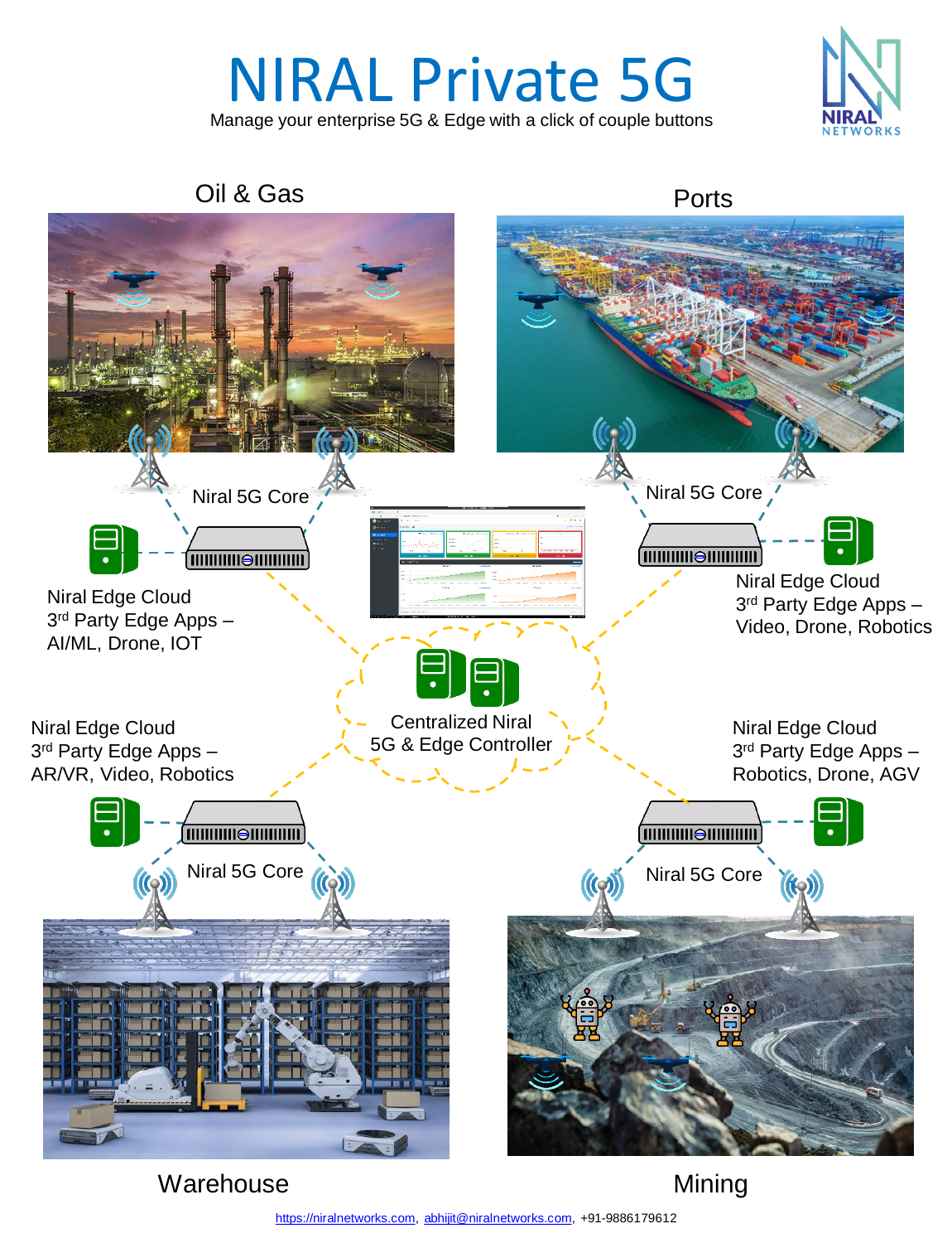# NIRAL Private 5G

Manage your enterprise 5G & Edge with a click of couple buttons

## Oil & Gas

Niral 5G Core

Niral Edge Cloud
3rd Party Edge Apps – AI/ML, Drone, IOT

## Ports

Niral 5G Core

Niral Edge Cloud
3rd Party Edge Apps – Video, Drone, Robotics

Centralized Niral 5G & Edge Controller

## Warehouse

Niral Edge Cloud
3rd Party Edge Apps – AR/VR, Video, Robotics

Niral 5G Core

## Mining

Niral Edge Cloud
3rd Party Edge Apps – Robotics, Drone, AGV

Niral 5G Core

https://niralnetworks.com, abhijit@niralnetworks.com, +91-9886179612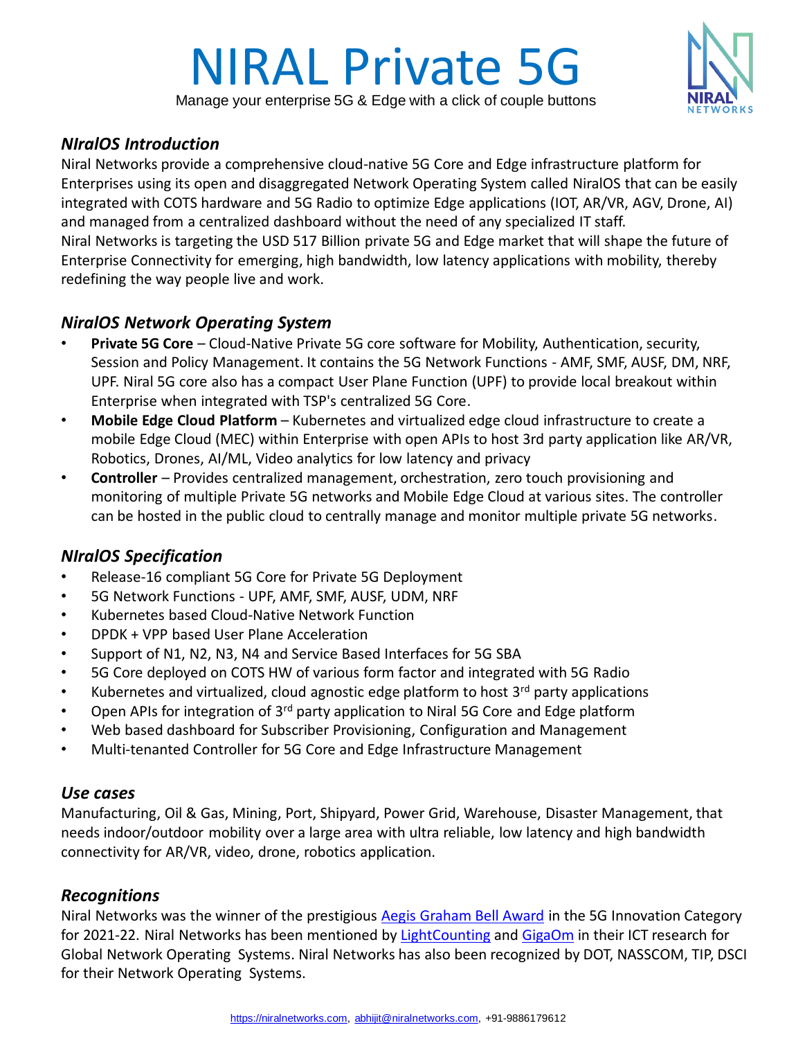# NIRAL Private 5G

Manage your enterprise 5G & Edge with a click of couple buttons

## *NIralOS Introduction*

Niral Networks provide a comprehensive cloud-native 5G Core and Edge infrastructure platform for Enterprises using its open and disaggregated Network Operating System called NiralOS that can be easily integrated with COTS hardware and 5G Radio to optimize Edge applications (IOT, AR/VR, AGV, Drone, AI) and managed from a centralized dashboard without the need of any specialized IT staff.
Niral Networks is targeting the USD 517 Billion private 5G and Edge market that will shape the future of Enterprise Connectivity for emerging, high bandwidth, low latency applications with mobility, thereby redefining the way people live and work.

## *NiralOS Network Operating System*

- **Private 5G Core** – Cloud-Native Private 5G core software for Mobility, Authentication, security, Session and Policy Management. It contains the 5G Network Functions - AMF, SMF, AUSF, DM, NRF, UPF. Niral 5G core also has a compact User Plane Function (UPF) to provide local breakout within Enterprise when integrated with TSP's centralized 5G Core.
- **Mobile Edge Cloud Platform** – Kubernetes and virtualized edge cloud infrastructure to create a mobile Edge Cloud (MEC) within Enterprise with open APIs to host 3rd party application like AR/VR, Robotics, Drones, AI/ML, Video analytics for low latency and privacy
- **Controller** – Provides centralized management, orchestration, zero touch provisioning and monitoring of multiple Private 5G networks and Mobile Edge Cloud at various sites. The controller can be hosted in the public cloud to centrally manage and monitor multiple private 5G networks.

## *NIralOS Specification*

- Release-16 compliant 5G Core for Private 5G Deployment
- 5G Network Functions - UPF, AMF, SMF, AUSF, UDM, NRF
- Kubernetes based Cloud-Native Network Function
- DPDK + VPP based User Plane Acceleration
- Support of N1, N2, N3, N4 and Service Based Interfaces for 5G SBA
- 5G Core deployed on COTS HW of various form factor and integrated with 5G Radio
- Kubernetes and virtualized, cloud agnostic edge platform to host 3rd party applications
- Open APIs for integration of 3rd party application to Niral 5G Core and Edge platform
- Web based dashboard for Subscriber Provisioning, Configuration and Management
- Multi-tenanted Controller for 5G Core and Edge Infrastructure Management

## *Use cases*

Manufacturing, Oil & Gas, Mining, Port, Shipyard, Power Grid, Warehouse, Disaster Management, that needs indoor/outdoor mobility over a large area with ultra reliable, low latency and high bandwidth connectivity for AR/VR, video, drone, robotics application.

## *Recognitions*

Niral Networks was the winner of the prestigious Aegis Graham Bell Award in the 5G Innovation Category for 2021-22. Niral Networks has been mentioned by LightCounting and GigaOm in their ICT research for Global Network Operating Systems. Niral Networks has also been recognized by DOT, NASSCOM, TIP, DSCI for their Network Operating Systems.

https://niralnetworks.com, abhijit@niralnetworks.com, +91-9886179612